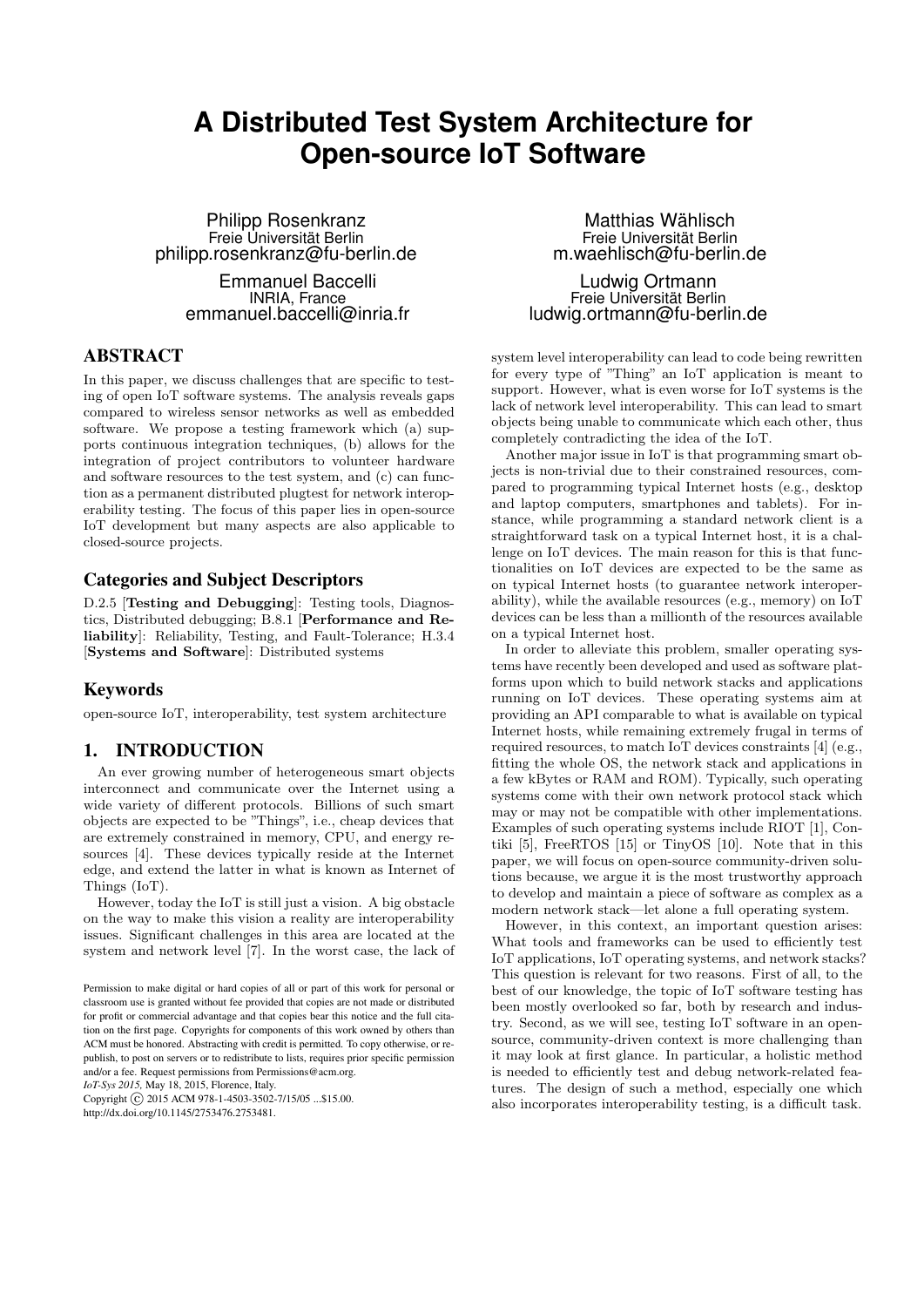# A Distributed Test System Architecture for Open-source IoT Software

Philipp Rosenkranz
Freie Universität Berlin
philipp.rosenkranz@fu-berlin.de

Matthias Wählisch
Freie Universität Berlin
m.waehlisch@fu-berlin.de

Emmanuel Baccelli
INRIA, France
emmanuel.baccelli@inria.fr

Ludwig Ortmann
Freie Universität Berlin
ludwig.ortmann@fu-berlin.de

## ABSTRACT

In this paper, we discuss challenges that are specific to testing of open IoT software systems. The analysis reveals gaps compared to wireless sensor networks as well as embedded software. We propose a testing framework which (a) supports continuous integration techniques, (b) allows for the integration of project contributors to volunteer hardware and software resources to the test system, and (c) can function as a permanent distributed plugtest for network interoperability testing. The focus of this paper lies in open-source IoT development but many aspects are also applicable to closed-source projects.

### Categories and Subject Descriptors

D.2.5 [**Testing and Debugging**]: Testing tools, Diagnostics, Distributed debugging; B.8.1 [**Performance and Reliability**]: Reliability, Testing, and Fault-Tolerance; H.3.4 [**Systems and Software**]: Distributed systems

### Keywords

open-source IoT, interoperability, test system architecture

## 1. INTRODUCTION

An ever growing number of heterogeneous smart objects interconnect and communicate over the Internet using a wide variety of different protocols. Billions of such smart objects are expected to be "Things", i.e., cheap devices that are extremely constrained in memory, CPU, and energy resources [4]. These devices typically reside at the Internet edge, and extend the latter in what is known as Internet of Things (IoT).

However, today the IoT is still just a vision. A big obstacle on the way to make this vision a reality are interoperability issues. Significant challenges in this area are located at the system and network level [7]. In the worst case, the lack of system level interoperability can lead to code being rewritten for every type of "Thing" an IoT application is meant to support. However, what is even worse for IoT systems is the lack of network level interoperability. This can lead to smart objects being unable to communicate which each other, thus completely contradicting the idea of the IoT.

Another major issue in IoT is that programming smart objects is non-trivial due to their constrained resources, compared to programming typical Internet hosts (e.g., desktop and laptop computers, smartphones and tablets). For instance, while programming a standard network client is a straightforward task on a typical Internet host, it is a challenge on IoT devices. The main reason for this is that functionalities on IoT devices are expected to be the same as on typical Internet hosts (to guarantee network interoperability), while the available resources (e.g., memory) on IoT devices can be less than a millionth of the resources available on a typical Internet host.

In order to alleviate this problem, smaller operating systems have recently been developed and used as software platforms upon which to build network stacks and applications running on IoT devices. These operating systems aim at providing an API comparable to what is available on typical Internet hosts, while remaining extremely frugal in terms of required resources, to match IoT devices constraints [4] (e.g., fitting the whole OS, the network stack and applications in a few kBytes or RAM and ROM). Typically, such operating systems come with their own network protocol stack which may or may not be compatible with other implementations. Examples of such operating systems include RIOT [1], Contiki [5], FreeRTOS [15] or TinyOS [10]. Note that in this paper, we will focus on open-source community-driven solutions because, we argue it is the most trustworthy approach to develop and maintain a piece of software as complex as a modern network stack—let alone a full operating system.

However, in this context, an important question arises: What tools and frameworks can be used to efficiently test IoT applications, IoT operating systems, and network stacks? This question is relevant for two reasons. First of all, to the best of our knowledge, the topic of IoT software testing has been mostly overlooked so far, both by research and industry. Second, as we will see, testing IoT software in an open-source, community-driven context is more challenging than it may look at first glance. In particular, a holistic method is needed to efficiently test and debug network-related features. The design of such a method, especially one which also incorporates interoperability testing, is a difficult task.

Permission to make digital or hard copies of all or part of this work for personal or classroom use is granted without fee provided that copies are not made or distributed for profit or commercial advantage and that copies bear this notice and the full citation on the first page. Copyrights for components of this work owned by others than ACM must be honored. Abstracting with credit is permitted. To copy otherwise, or republish, to post on servers or to redistribute to lists, requires prior specific permission and/or a fee. Request permissions from Permissions@acm.org.
*IoT-Sys 2015,* May 18, 2015, Florence, Italy.
Copyright © 2015 ACM 978-1-4503-3502-7/15/05 ...$15.00.
http://dx.doi.org/10.1145/2753476.2753481.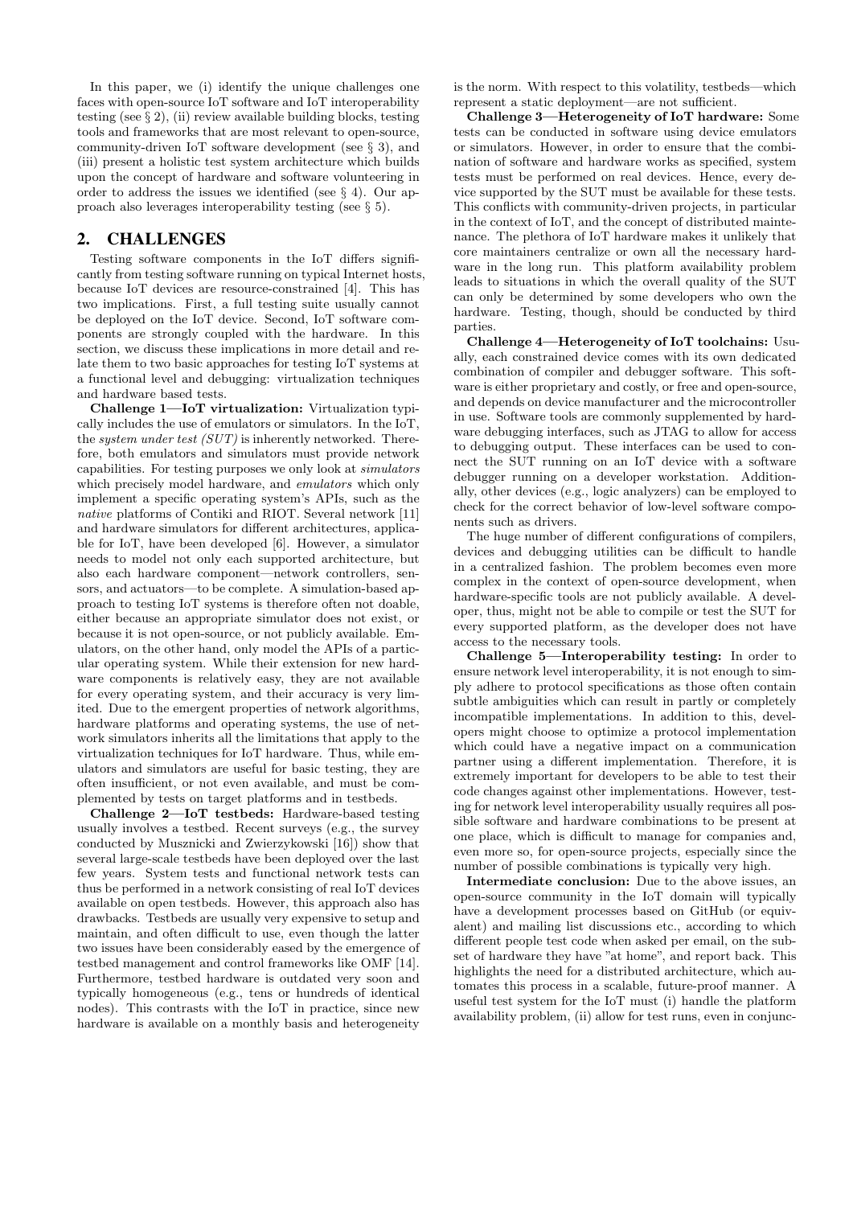In this paper, we (i) identify the unique challenges one faces with open-source IoT software and IoT interoperability testing (see § 2), (ii) review available building blocks, testing tools and frameworks that are most relevant to open-source, community-driven IoT software development (see § 3), and (iii) present a holistic test system architecture which builds upon the concept of hardware and software volunteering in order to address the issues we identified (see § 4). Our approach also leverages interoperability testing (see § 5).

## 2. CHALLENGES

Testing software components in the IoT differs significantly from testing software running on typical Internet hosts, because IoT devices are resource-constrained [4]. This has two implications. First, a full testing suite usually cannot be deployed on the IoT device. Second, IoT software components are strongly coupled with the hardware. In this section, we discuss these implications in more detail and relate them to two basic approaches for testing IoT systems at a functional level and debugging: virtualization techniques and hardware based tests.

**Challenge 1—IoT virtualization:** Virtualization typically includes the use of emulators or simulators. In the IoT, the *system under test (SUT)* is inherently networked. Therefore, both emulators and simulators must provide network capabilities. For testing purposes we only look at *simulators* which precisely model hardware, and *emulators* which only implement a specific operating system's APIs, such as the *native* platforms of Contiki and RIOT. Several network [11] and hardware simulators for different architectures, applicable for IoT, have been developed [6]. However, a simulator needs to model not only each supported architecture, but also each hardware component—network controllers, sensors, and actuators—to be complete. A simulation-based approach to testing IoT systems is therefore often not doable, either because an appropriate simulator does not exist, or because it is not open-source, or not publicly available. Emulators, on the other hand, only model the APIs of a particular operating system. While their extension for new hardware components is relatively easy, they are not available for every operating system, and their accuracy is very limited. Due to the emergent properties of network algorithms, hardware platforms and operating systems, the use of network simulators inherits all the limitations that apply to the virtualization techniques for IoT hardware. Thus, while emulators and simulators are useful for basic testing, they are often insufficient, or not even available, and must be complemented by tests on target platforms and in testbeds.

**Challenge 2—IoT testbeds:** Hardware-based testing usually involves a testbed. Recent surveys (e.g., the survey conducted by Musznicki and Zwierzykowski [16]) show that several large-scale testbeds have been deployed over the last few years. System tests and functional network tests can thus be performed in a network consisting of real IoT devices available on open testbeds. However, this approach also has drawbacks. Testbeds are usually very expensive to setup and maintain, and often difficult to use, even though the latter two issues have been considerably eased by the emergence of testbed management and control frameworks like OMF [14]. Furthermore, testbed hardware is outdated very soon and typically homogeneous (e.g., tens or hundreds of identical nodes). This contrasts with the IoT in practice, since new hardware is available on a monthly basis and heterogeneity is the norm. With respect to this volatility, testbeds—which represent a static deployment—are not sufficient.

**Challenge 3—Heterogeneity of IoT hardware:** Some tests can be conducted in software using device emulators or simulators. However, in order to ensure that the combination of software and hardware works as specified, system tests must be performed on real devices. Hence, every device supported by the SUT must be available for these tests. This conflicts with community-driven projects, in particular in the context of IoT, and the concept of distributed maintenance. The plethora of IoT hardware makes it unlikely that core maintainers centralize or own all the necessary hardware in the long run. This platform availability problem leads to situations in which the overall quality of the SUT can only be determined by some developers who own the hardware. Testing, though, should be conducted by third parties.

**Challenge 4—Heterogeneity of IoT toolchains:** Usually, each constrained device comes with its own dedicated combination of compiler and debugger software. This software is either proprietary and costly, or free and open-source, and depends on device manufacturer and the microcontroller in use. Software tools are commonly supplemented by hardware debugging interfaces, such as JTAG to allow for access to debugging output. These interfaces can be used to connect the SUT running on an IoT device with a software debugger running on a developer workstation. Additionally, other devices (e.g., logic analyzers) can be employed to check for the correct behavior of low-level software components such as drivers.

The huge number of different configurations of compilers, devices and debugging utilities can be difficult to handle in a centralized fashion. The problem becomes even more complex in the context of open-source development, when hardware-specific tools are not publicly available. A developer, thus, might not be able to compile or test the SUT for every supported platform, as the developer does not have access to the necessary tools.

**Challenge 5—Interoperability testing:** In order to ensure network level interoperability, it is not enough to simply adhere to protocol specifications as those often contain subtle ambiguities which can result in partly or completely incompatible implementations. In addition to this, developers might choose to optimize a protocol implementation which could have a negative impact on a communication partner using a different implementation. Therefore, it is extremely important for developers to be able to test their code changes against other implementations. However, testing for network level interoperability usually requires all possible software and hardware combinations to be present at one place, which is difficult to manage for companies and, even more so, for open-source projects, especially since the number of possible combinations is typically very high.

**Intermediate conclusion:** Due to the above issues, an open-source community in the IoT domain will typically have a development processes based on GitHub (or equivalent) and mailing list discussions etc., according to which different people test code when asked per email, on the subset of hardware they have "at home", and report back. This highlights the need for a distributed architecture, which automates this process in a scalable, future-proof manner. A useful test system for the IoT must (i) handle the platform availability problem, (ii) allow for test runs, even in conjunc-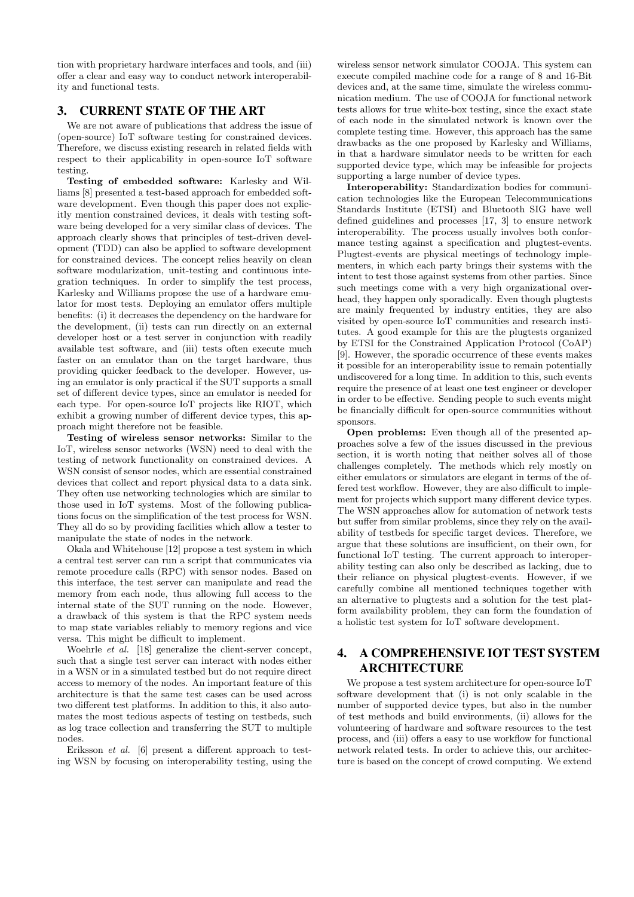tion with proprietary hardware interfaces and tools, and (iii) offer a clear and easy way to conduct network interoperability and functional tests.

## 3. CURRENT STATE OF THE ART

We are not aware of publications that address the issue of (open-source) IoT software testing for constrained devices. Therefore, we discuss existing research in related fields with respect to their applicability in open-source IoT software testing.

**Testing of embedded software:** Karlesky and Williams [8] presented a test-based approach for embedded software development. Even though this paper does not explicitly mention constrained devices, it deals with testing software being developed for a very similar class of devices. The approach clearly shows that principles of test-driven development (TDD) can also be applied to software development for constrained devices. The concept relies heavily on clean software modularization, unit-testing and continuous integration techniques. In order to simplify the test process, Karlesky and Williams propose the use of a hardware emulator for most tests. Deploying an emulator offers multiple benefits: (i) it decreases the dependency on the hardware for the development, (ii) tests can run directly on an external developer host or a test server in conjunction with readily available test software, and (iii) tests often execute much faster on an emulator than on the target hardware, thus providing quicker feedback to the developer. However, using an emulator is only practical if the SUT supports a small set of different device types, since an emulator is needed for each type. For open-source IoT projects like RIOT, which exhibit a growing number of different device types, this approach might therefore not be feasible.

**Testing of wireless sensor networks:** Similar to the IoT, wireless sensor networks (WSN) need to deal with the testing of network functionality on constrained devices. A WSN consist of sensor nodes, which are essential constrained devices that collect and report physical data to a data sink. They often use networking technologies which are similar to those used in IoT systems. Most of the following publications focus on the simplification of the test process for WSN. They all do so by providing facilities which allow a tester to manipulate the state of nodes in the network.

Okala and Whitehouse [12] propose a test system in which a central test server can run a script that communicates via remote procedure calls (RPC) with sensor nodes. Based on this interface, the test server can manipulate and read the memory from each node, thus allowing full access to the internal state of the SUT running on the node. However, a drawback of this system is that the RPC system needs to map state variables reliably to memory regions and vice versa. This might be difficult to implement.

Woehrle *et al.* [18] generalize the client-server concept, such that a single test server can interact with nodes either in a WSN or in a simulated testbed but do not require direct access to memory of the nodes. An important feature of this architecture is that the same test cases can be used across two different test platforms. In addition to this, it also automates the most tedious aspects of testing on testbeds, such as log trace collection and transferring the SUT to multiple nodes.

Eriksson *et al.* [6] present a different approach to testing WSN by focusing on interoperability testing, using the wireless sensor network simulator COOJA. This system can execute compiled machine code for a range of 8 and 16-Bit devices and, at the same time, simulate the wireless communication medium. The use of COOJA for functional network tests allows for true white-box testing, since the exact state of each node in the simulated network is known over the complete testing time. However, this approach has the same drawbacks as the one proposed by Karlesky and Williams, in that a hardware simulator needs to be written for each supported device type, which may be infeasible for projects supporting a large number of device types.

**Interoperability:** Standardization bodies for communication technologies like the European Telecommunications Standards Institute (ETSI) and Bluetooth SIG have well defined guidelines and processes [17, 3] to ensure network interoperability. The process usually involves both conformance testing against a specification and plugtest-events. Plugtest-events are physical meetings of technology implementers, in which each party brings their systems with the intent to test those against systems from other parties. Since such meetings come with a very high organizational overhead, they happen only sporadically. Even though plugtests are mainly frequented by industry entities, they are also visited by open-source IoT communities and research institutes. A good example for this are the plugtests organized by ETSI for the Constrained Application Protocol (CoAP) [9]. However, the sporadic occurrence of these events makes it possible for an interoperability issue to remain potentially undiscovered for a long time. In addition to this, such events require the presence of at least one test engineer or developer in order to be effective. Sending people to such events might be financially difficult for open-source communities without sponsors.

**Open problems:** Even though all of the presented approaches solve a few of the issues discussed in the previous section, it is worth noting that neither solves all of those challenges completely. The methods which rely mostly on either emulators or simulators are elegant in terms of the offered test workflow. However, they are also difficult to implement for projects which support many different device types. The WSN approaches allow for automation of network tests but suffer from similar problems, since they rely on the availability of testbeds for specific target devices. Therefore, we argue that these solutions are insufficient, on their own, for functional IoT testing. The current approach to interoperability testing can also only be described as lacking, due to their reliance on physical plugtest-events. However, if we carefully combine all mentioned techniques together with an alternative to plugtests and a solution for the test platform availability problem, they can form the foundation of a holistic test system for IoT software development.

## 4. A COMPREHENSIVE IOT TEST SYSTEM ARCHITECTURE

We propose a test system architecture for open-source IoT software development that (i) is not only scalable in the number of supported device types, but also in the number of test methods and build environments, (ii) allows for the volunteering of hardware and software resources to the test process, and (iii) offers a easy to use workflow for functional network related tests. In order to achieve this, our architecture is based on the concept of crowd computing. We extend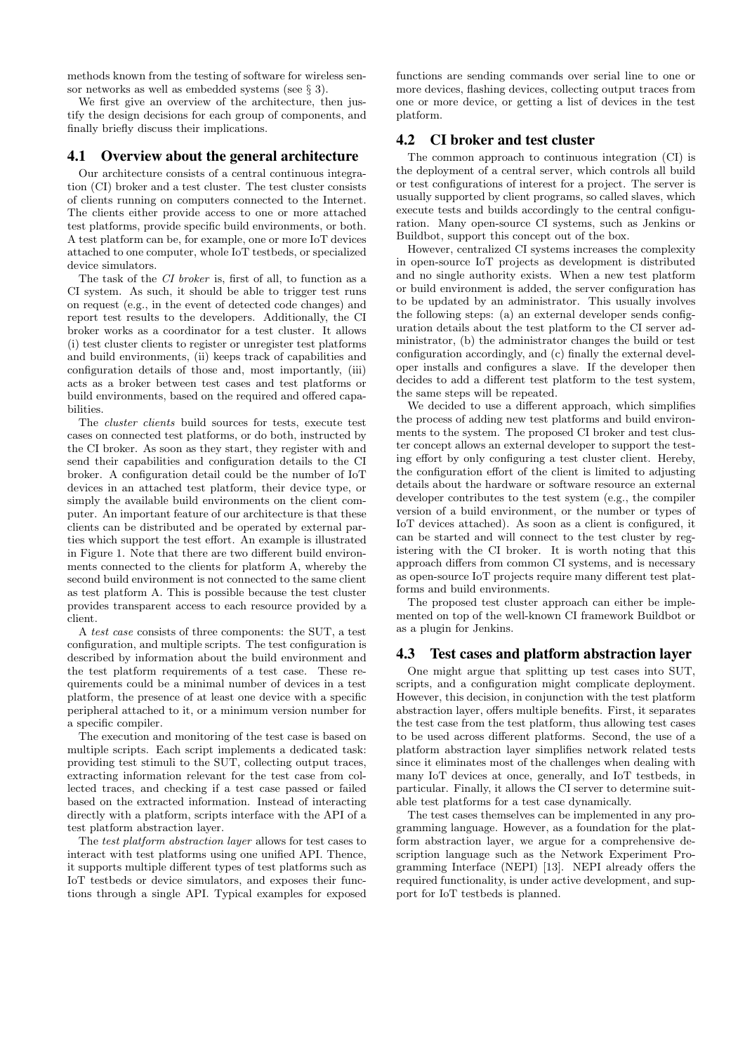methods known from the testing of software for wireless sensor networks as well as embedded systems (see § 3).

We first give an overview of the architecture, then justify the design decisions for each group of components, and finally briefly discuss their implications.

## 4.1 Overview about the general architecture

Our architecture consists of a central continuous integration (CI) broker and a test cluster. The test cluster consists of clients running on computers connected to the Internet. The clients either provide access to one or more attached test platforms, provide specific build environments, or both. A test platform can be, for example, one or more IoT devices attached to one computer, whole IoT testbeds, or specialized device simulators.

The task of the *CI broker* is, first of all, to function as a CI system. As such, it should be able to trigger test runs on request (e.g., in the event of detected code changes) and report test results to the developers. Additionally, the CI broker works as a coordinator for a test cluster. It allows (i) test cluster clients to register or unregister test platforms and build environments, (ii) keeps track of capabilities and configuration details of those and, most importantly, (iii) acts as a broker between test cases and test platforms or build environments, based on the required and offered capabilities.

The *cluster clients* build sources for tests, execute test cases on connected test platforms, or do both, instructed by the CI broker. As soon as they start, they register with and send their capabilities and configuration details to the CI broker. A configuration detail could be the number of IoT devices in an attached test platform, their device type, or simply the available build environments on the client computer. An important feature of our architecture is that these clients can be distributed and be operated by external parties which support the test effort. An example is illustrated in Figure 1. Note that there are two different build environments connected to the clients for platform A, whereby the second build environment is not connected to the same client as test platform A. This is possible because the test cluster provides transparent access to each resource provided by a client.

A *test case* consists of three components: the SUT, a test configuration, and multiple scripts. The test configuration is described by information about the build environment and the test platform requirements of a test case. These requirements could be a minimal number of devices in a test platform, the presence of at least one device with a specific peripheral attached to it, or a minimum version number for a specific compiler.

The execution and monitoring of the test case is based on multiple scripts. Each script implements a dedicated task: providing test stimuli to the SUT, collecting output traces, extracting information relevant for the test case from collected traces, and checking if a test case passed or failed based on the extracted information. Instead of interacting directly with a platform, scripts interface with the API of a test platform abstraction layer.

The *test platform abstraction layer* allows for test cases to interact with test platforms using one unified API. Thence, it supports multiple different types of test platforms such as IoT testbeds or device simulators, and exposes their functions through a single API. Typical examples for exposed functions are sending commands over serial line to one or more devices, flashing devices, collecting output traces from one or more device, or getting a list of devices in the test platform.

## 4.2 CI broker and test cluster

The common approach to continuous integration (CI) is the deployment of a central server, which controls all build or test configurations of interest for a project. The server is usually supported by client programs, so called slaves, which execute tests and builds accordingly to the central configuration. Many open-source CI systems, such as Jenkins or Buildbot, support this concept out of the box.

However, centralized CI systems increases the complexity in open-source IoT projects as development is distributed and no single authority exists. When a new test platform or build environment is added, the server configuration has to be updated by an administrator. This usually involves the following steps: (a) an external developer sends configuration details about the test platform to the CI server administrator, (b) the administrator changes the build or test configuration accordingly, and (c) finally the external developer installs and configures a slave. If the developer then decides to add a different test platform to the test system, the same steps will be repeated.

We decided to use a different approach, which simplifies the process of adding new test platforms and build environments to the system. The proposed CI broker and test cluster concept allows an external developer to support the testing effort by only configuring a test cluster client. Hereby, the configuration effort of the client is limited to adjusting details about the hardware or software resource an external developer contributes to the test system (e.g., the compiler version of a build environment, or the number or types of IoT devices attached). As soon as a client is configured, it can be started and will connect to the test cluster by registering with the CI broker. It is worth noting that this approach differs from common CI systems, and is necessary as open-source IoT projects require many different test platforms and build environments.

The proposed test cluster approach can either be implemented on top of the well-known CI framework Buildbot or as a plugin for Jenkins.

## 4.3 Test cases and platform abstraction layer

One might argue that splitting up test cases into SUT, scripts, and a configuration might complicate deployment. However, this decision, in conjunction with the test platform abstraction layer, offers multiple benefits. First, it separates the test case from the test platform, thus allowing test cases to be used across different platforms. Second, the use of a platform abstraction layer simplifies network related tests since it eliminates most of the challenges when dealing with many IoT devices at once, generally, and IoT testbeds, in particular. Finally, it allows the CI server to determine suitable test platforms for a test case dynamically.

The test cases themselves can be implemented in any programming language. However, as a foundation for the platform abstraction layer, we argue for a comprehensive description language such as the Network Experiment Programming Interface (NEPI) [13]. NEPI already offers the required functionality, is under active development, and support for IoT testbeds is planned.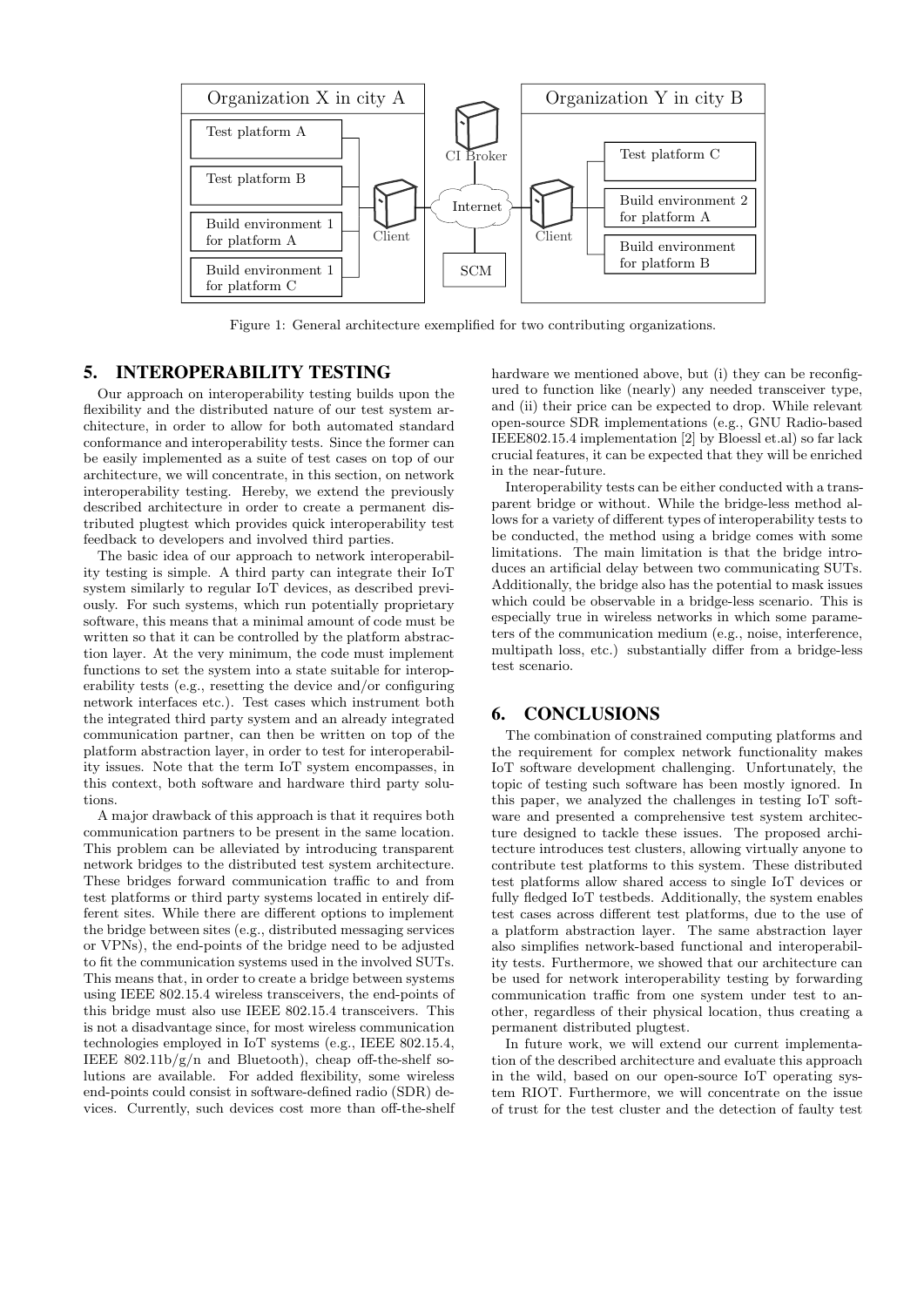Figure 1: General architecture exemplified for two contributing organizations.

## 5. INTEROPERABILITY TESTING

Our approach on interoperability testing builds upon the flexibility and the distributed nature of our test system architecture, in order to allow for both automated standard conformance and interoperability tests. Since the former can be easily implemented as a suite of test cases on top of our architecture, we will concentrate, in this section, on network interoperability testing. Hereby, we extend the previously described architecture in order to create a permanent distributed plugtest which provides quick interoperability test feedback to developers and involved third parties.

The basic idea of our approach to network interoperability testing is simple. A third party can integrate their IoT system similarly to regular IoT devices, as described previously. For such systems, which run potentially proprietary software, this means that a minimal amount of code must be written so that it can be controlled by the platform abstraction layer. At the very minimum, the code must implement functions to set the system into a state suitable for interoperability tests (e.g., resetting the device and/or configuring network interfaces etc.). Test cases which instrument both the integrated third party system and an already integrated communication partner, can then be written on top of the platform abstraction layer, in order to test for interoperability issues. Note that the term IoT system encompasses, in this context, both software and hardware third party solutions.

A major drawback of this approach is that it requires both communication partners to be present in the same location. This problem can be alleviated by introducing transparent network bridges to the distributed test system architecture. These bridges forward communication traffic to and from test platforms or third party systems located in entirely different sites. While there are different options to implement the bridge between sites (e.g., distributed messaging services or VPNs), the end-points of the bridge need to be adjusted to fit the communication systems used in the involved SUTs. This means that, in order to create a bridge between systems using IEEE 802.15.4 wireless transceivers, the end-points of this bridge must also use IEEE 802.15.4 transceivers. This is not a disadvantage since, for most wireless communication technologies employed in IoT systems (e.g., IEEE 802.15.4, IEEE 802.11b/g/n and Bluetooth), cheap off-the-shelf solutions are available. For added flexibility, some wireless end-points could consist in software-defined radio (SDR) devices. Currently, such devices cost more than off-the-shelf hardware we mentioned above, but (i) they can be reconfigured to function like (nearly) any needed transceiver type, and (ii) their price can be expected to drop. While relevant open-source SDR implementations (e.g., GNU Radio-based IEEE802.15.4 implementation [2] by Bloessl et.al) so far lack crucial features, it can be expected that they will be enriched in the near-future.

Interoperability tests can be either conducted with a transparent bridge or without. While the bridge-less method allows for a variety of different types of interoperability tests to be conducted, the method using a bridge comes with some limitations. The main limitation is that the bridge introduces an artificial delay between two communicating SUTs. Additionally, the bridge also has the potential to mask issues which could be observable in a bridge-less scenario. This is especially true in wireless networks in which some parameters of the communication medium (e.g., noise, interference, multipath loss, etc.) substantially differ from a bridge-less test scenario.

## 6. CONCLUSIONS

The combination of constrained computing platforms and the requirement for complex network functionality makes IoT software development challenging. Unfortunately, the topic of testing such software has been mostly ignored. In this paper, we analyzed the challenges in testing IoT software and presented a comprehensive test system architecture designed to tackle these issues. The proposed architecture introduces test clusters, allowing virtually anyone to contribute test platforms to this system. These distributed test platforms allow shared access to single IoT devices or fully fledged IoT testbeds. Additionally, the system enables test cases across different test platforms, due to the use of a platform abstraction layer. The same abstraction layer also simplifies network-based functional and interoperability tests. Furthermore, we showed that our architecture can be used for network interoperability testing by forwarding communication traffic from one system under test to another, regardless of their physical location, thus creating a permanent distributed plugtest.

In future work, we will extend our current implementation of the described architecture and evaluate this approach in the wild, based on our open-source IoT operating system RIOT. Furthermore, we will concentrate on the issue of trust for the test cluster and the detection of faulty test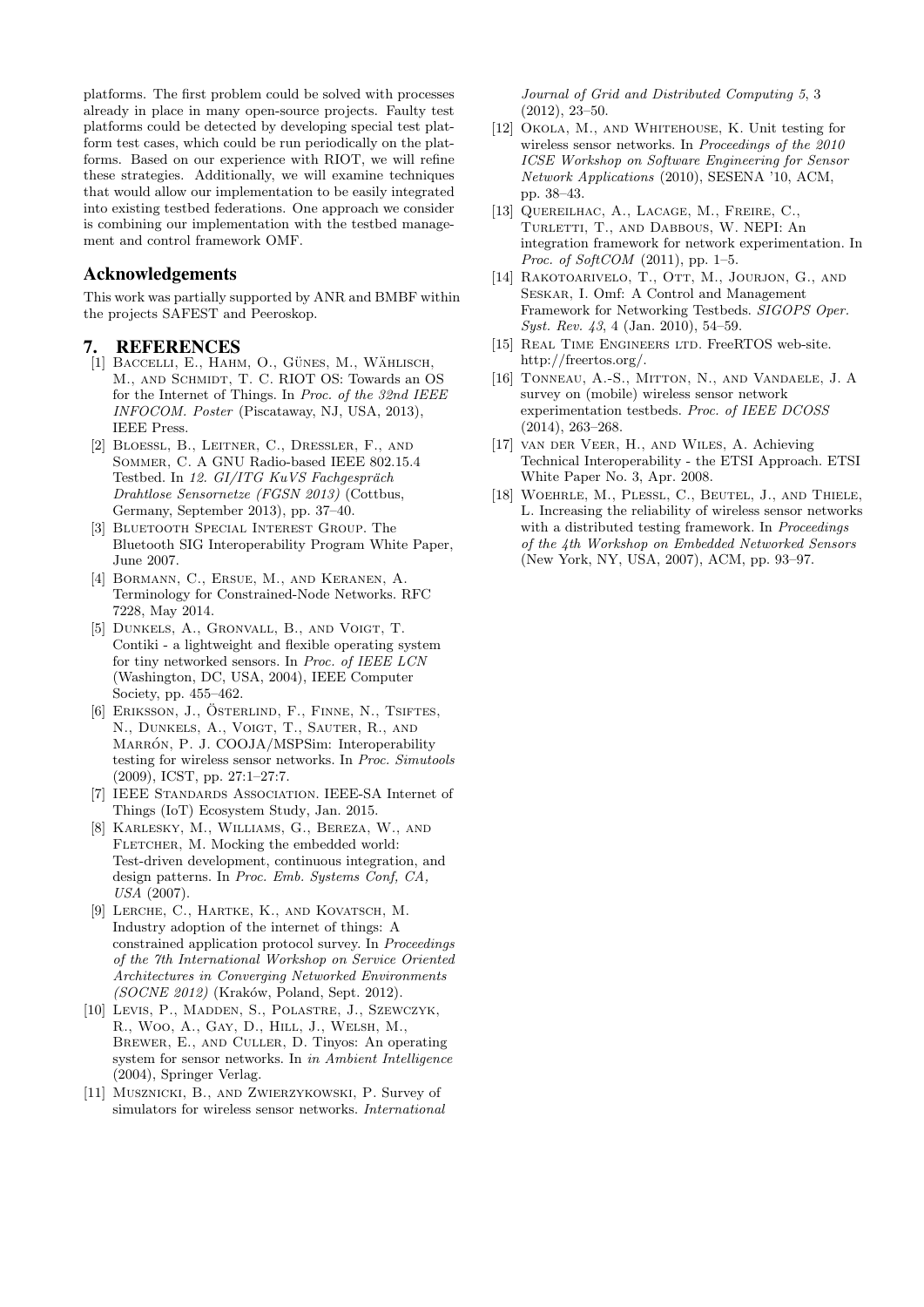platforms. The first problem could be solved with processes already in place in many open-source projects. Faulty test platforms could be detected by developing special test platform test cases, which could be run periodically on the platforms. Based on our experience with RIOT, we will refine these strategies. Additionally, we will examine techniques that would allow our implementation to be easily integrated into existing testbed federations. One approach we consider is combining our implementation with the testbed management and control framework OMF.

## Acknowledgements

This work was partially supported by ANR and BMBF within the projects SAFEST and Peeroskop.

## 7. REFERENCES

[1] Baccelli, E., Hahm, O., Günes, M., Wählisch, M., and Schmidt, T. C. RIOT OS: Towards an OS for the Internet of Things. In *Proc. of the 32nd IEEE INFOCOM. Poster* (Piscataway, NJ, USA, 2013), IEEE Press.

[2] Bloessl, B., Leitner, C., Dressler, F., and Sommer, C. A GNU Radio-based IEEE 802.15.4 Testbed. In *12. GI/ITG KuVS Fachgespräch Drahtlose Sensornetze (FGSN 2013)* (Cottbus, Germany, September 2013), pp. 37–40.

[3] Bluetooth Special Interest Group. The Bluetooth SIG Interoperability Program White Paper, June 2007.

[4] Bormann, C., Ersue, M., and Keranen, A. Terminology for Constrained-Node Networks. RFC 7228, May 2014.

[5] Dunkels, A., Gronvall, B., and Voigt, T. Contiki - a lightweight and flexible operating system for tiny networked sensors. In *Proc. of IEEE LCN* (Washington, DC, USA, 2004), IEEE Computer Society, pp. 455–462.

[6] Eriksson, J., Österlind, F., Finne, N., Tsiftes, N., Dunkels, A., Voigt, T., Sauter, R., and Marrón, P. J. COOJA/MSPSim: Interoperability testing for wireless sensor networks. In *Proc. Simutools* (2009), ICST, pp. 27:1–27:7.

[7] IEEE Standards Association. IEEE-SA Internet of Things (IoT) Ecosystem Study, Jan. 2015.

[8] Karlesky, M., Williams, G., Bereza, W., and Fletcher, M. Mocking the embedded world: Test-driven development, continuous integration, and design patterns. In *Proc. Emb. Systems Conf, CA, USA* (2007).

[9] Lerche, C., Hartke, K., and Kovatsch, M. Industry adoption of the internet of things: A constrained application protocol survey. In *Proceedings of the 7th International Workshop on Service Oriented Architectures in Converging Networked Environments (SOCNE 2012)* (Kraków, Poland, Sept. 2012).

[10] Levis, P., Madden, S., Polastre, J., Szewczyk, R., Woo, A., Gay, D., Hill, J., Welsh, M., Brewer, E., and Culler, D. Tinyos: An operating system for sensor networks. In *in Ambient Intelligence* (2004), Springer Verlag.

[11] Musznicki, B., and Zwierzykowski, P. Survey of simulators for wireless sensor networks. *International Journal of Grid and Distributed Computing 5*, 3 (2012), 23–50.

[12] Okola, M., and Whitehouse, K. Unit testing for wireless sensor networks. In *Proceedings of the 2010 ICSE Workshop on Software Engineering for Sensor Network Applications* (2010), SESENA '10, ACM, pp. 38–43.

[13] Quereilhac, A., Lacage, M., Freire, C., Turletti, T., and Dabbous, W. NEPI: An integration framework for network experimentation. In *Proc. of SoftCOM* (2011), pp. 1–5.

[14] Rakotoarivelo, T., Ott, M., Jourjon, G., and Seskar, I. Omf: A Control and Management Framework for Networking Testbeds. *SIGOPS Oper. Syst. Rev. 43*, 4 (Jan. 2010), 54–59.

[15] Real Time Engineers ltd. FreeRTOS web-site. http://freertos.org/.

[16] Tonneau, A.-S., Mitton, N., and Vandaele, J. A survey on (mobile) wireless sensor network experimentation testbeds. *Proc. of IEEE DCOSS* (2014), 263–268.

[17] van der Veer, H., and Wiles, A. Achieving Technical Interoperability - the ETSI Approach. ETSI White Paper No. 3, Apr. 2008.

[18] Woehrle, M., Plessl, C., Beutel, J., and Thiele, L. Increasing the reliability of wireless sensor networks with a distributed testing framework. In *Proceedings of the 4th Workshop on Embedded Networked Sensors* (New York, NY, USA, 2007), ACM, pp. 93–97.